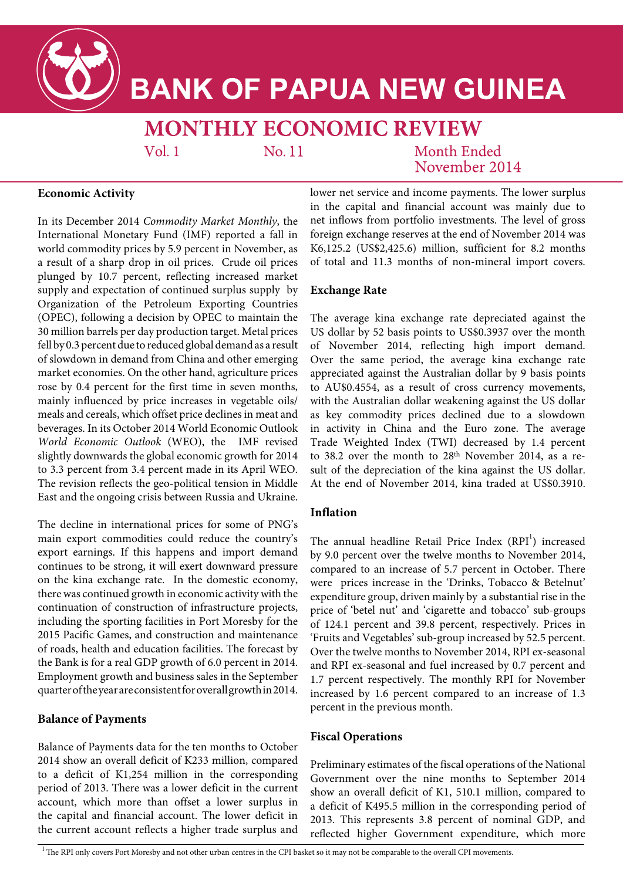# BANK OF PAPUA NEW GUINEA

## MONTHLY ECONOMIC REVIEW

Vol. 1 No. 11 Month Ended November 2014

### Economic Activity

In its December 2014 *Commodity Market Monthly*, the International Monetary Fund (IMF) reported a fall in world commodity prices by 5.9 percent in November, as a result of a sharp drop in oil prices. Crude oil prices plunged by 10.7 percent, reflecting increased market supply and expectation of continued surplus supply by Organization of the Petroleum Exporting Countries (OPEC), following a decision by OPEC to maintain the 30 million barrels per day production target. Metal prices fell by 0.3 percent due to reduced global demand as a result of slowdown in demand from China and other emerging market economies. On the other hand, agriculture prices rose by 0.4 percent for the first time in seven months, mainly influenced by price increases in vegetable oils/ meals and cereals, which offset price declines in meat and beverages. In its October 2014 World Economic Outlook *World Economic Outlook* (WEO), the IMF revised slightly downwards the global economic growth for 2014 to 3.3 percent from 3.4 percent made in its April WEO. The revision reflects the geo-political tension in Middle East and the ongoing crisis between Russia and Ukraine.

The decline in international prices for some of PNG's main export commodities could reduce the country's export earnings. If this happens and import demand continues to be strong, it will exert downward pressure on the kina exchange rate. In the domestic economy, there was continued growth in economic activity with the continuation of construction of infrastructure projects, including the sporting facilities in Port Moresby for the 2015 Pacific Games, and construction and maintenance of roads, health and education facilities. The forecast by the Bank is for a real GDP growth of 6.0 percent in 2014. Employment growth and business sales in the September quarter of the year are consistent for overall growth in 2014.

### Balance of Payments

Balance of Payments data for the ten months to October 2014 show an overall deficit of K233 million, compared to a deficit of K1,254 million in the corresponding period of 2013. There was a lower deficit in the current account, which more than offset a lower surplus in the capital and financial account. The lower deficit in the current account reflects a higher trade surplus and lower net service and income payments. The lower surplus in the capital and financial account was mainly due to net inflows from portfolio investments. The level of gross foreign exchange reserves at the end of November 2014 was K6,125.2 (US$2,425.6) million, sufficient for 8.2 months of total and 11.3 months of non-mineral import covers.

### Exchange Rate

The average kina exchange rate depreciated against the US dollar by 52 basis points to US$0.3937 over the month of November 2014, reflecting high import demand. Over the same period, the average kina exchange rate appreciated against the Australian dollar by 9 basis points to AU$0.4554, as a result of cross currency movements, with the Australian dollar weakening against the US dollar as key commodity prices declined due to a slowdown in activity in China and the Euro zone. The average Trade Weighted Index (TWI) decreased by 1.4 percent to 38.2 over the month to 28th November 2014, as a result of the depreciation of the kina against the US dollar. At the end of November 2014, kina traded at US$0.3910.

### Inflation

The annual headline Retail Price Index (RPI[1]) increased by 9.0 percent over the twelve months to November 2014, compared to an increase of 5.7 percent in October. There were prices increase in the 'Drinks, Tobacco & Betelnut' expenditure group, driven mainly by a substantial rise in the price of 'betel nut' and 'cigarette and tobacco' sub-groups of 124.1 percent and 39.8 percent, respectively. Prices in 'Fruits and Vegetables' sub-group increased by 52.5 percent. Over the twelve months to November 2014, RPI ex-seasonal and RPI ex-seasonal and fuel increased by 0.7 percent and 1.7 percent respectively. The monthly RPI for November increased by 1.6 percent compared to an increase of 1.3 percent in the previous month.

### Fiscal Operations

Preliminary estimates of the fiscal operations of the National Government over the nine months to September 2014 show an overall deficit of K1, 510.1 million, compared to a deficit of K495.5 million in the corresponding period of 2013. This represents 3.8 percent of nominal GDP, and reflected higher Government expenditure, which more

[1] The RPI only covers Port Moresby and not other urban centres in the CPI basket so it may not be comparable to the overall CPI movements.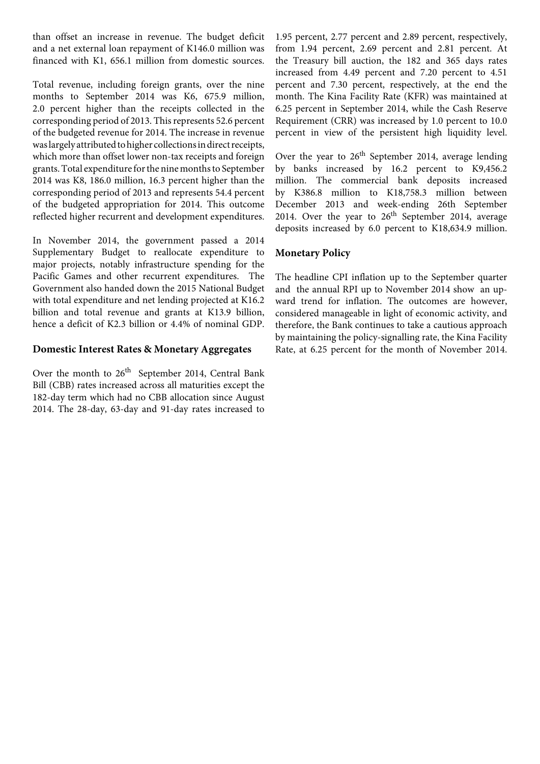than offset an increase in revenue. The budget deficit and a net external loan repayment of K146.0 million was financed with K1, 656.1 million from domestic sources.

Total revenue, including foreign grants, over the nine months to September 2014 was K6, 675.9 million, 2.0 percent higher than the receipts collected in the corresponding period of 2013. This represents 52.6 percent of the budgeted revenue for 2014. The increase in revenue was largely attributed to higher collections in direct receipts, which more than offset lower non-tax receipts and foreign grants. Total expenditure for the nine months to September 2014 was K8, 186.0 million, 16.3 percent higher than the corresponding period of 2013 and represents 54.4 percent of the budgeted appropriation for 2014. This outcome reflected higher recurrent and development expenditures.

In November 2014, the government passed a 2014 Supplementary Budget to reallocate expenditure to major projects, notably infrastructure spending for the Pacific Games and other recurrent expenditures. The Government also handed down the 2015 National Budget with total expenditure and net lending projected at K16.2 billion and total revenue and grants at K13.9 billion, hence a deficit of K2.3 billion or 4.4% of nominal GDP.

## Domestic Interest Rates & Monetary Aggregates

Over the month to 26th September 2014, Central Bank Bill (CBB) rates increased across all maturities except the 182-day term which had no CBB allocation since August 2014. The 28-day, 63-day and 91-day rates increased to 1.95 percent, 2.77 percent and 2.89 percent, respectively, from 1.94 percent, 2.69 percent and 2.81 percent. At the Treasury bill auction, the 182 and 365 days rates increased from 4.49 percent and 7.20 percent to 4.51 percent and 7.30 percent, respectively, at the end the month. The Kina Facility Rate (KFR) was maintained at 6.25 percent in September 2014, while the Cash Reserve Requirement (CRR) was increased by 1.0 percent to 10.0 percent in view of the persistent high liquidity level.

Over the year to 26th September 2014, average lending by banks increased by 16.2 percent to K9,456.2 million. The commercial bank deposits increased by K386.8 million to K18,758.3 million between December 2013 and week-ending 26th September 2014. Over the year to 26th September 2014, average deposits increased by 6.0 percent to K18,634.9 million.

## Monetary Policy

The headline CPI inflation up to the September quarter and the annual RPI up to November 2014 show an upward trend for inflation. The outcomes are however, considered manageable in light of economic activity, and therefore, the Bank continues to take a cautious approach by maintaining the policy-signalling rate, the Kina Facility Rate, at 6.25 percent for the month of November 2014.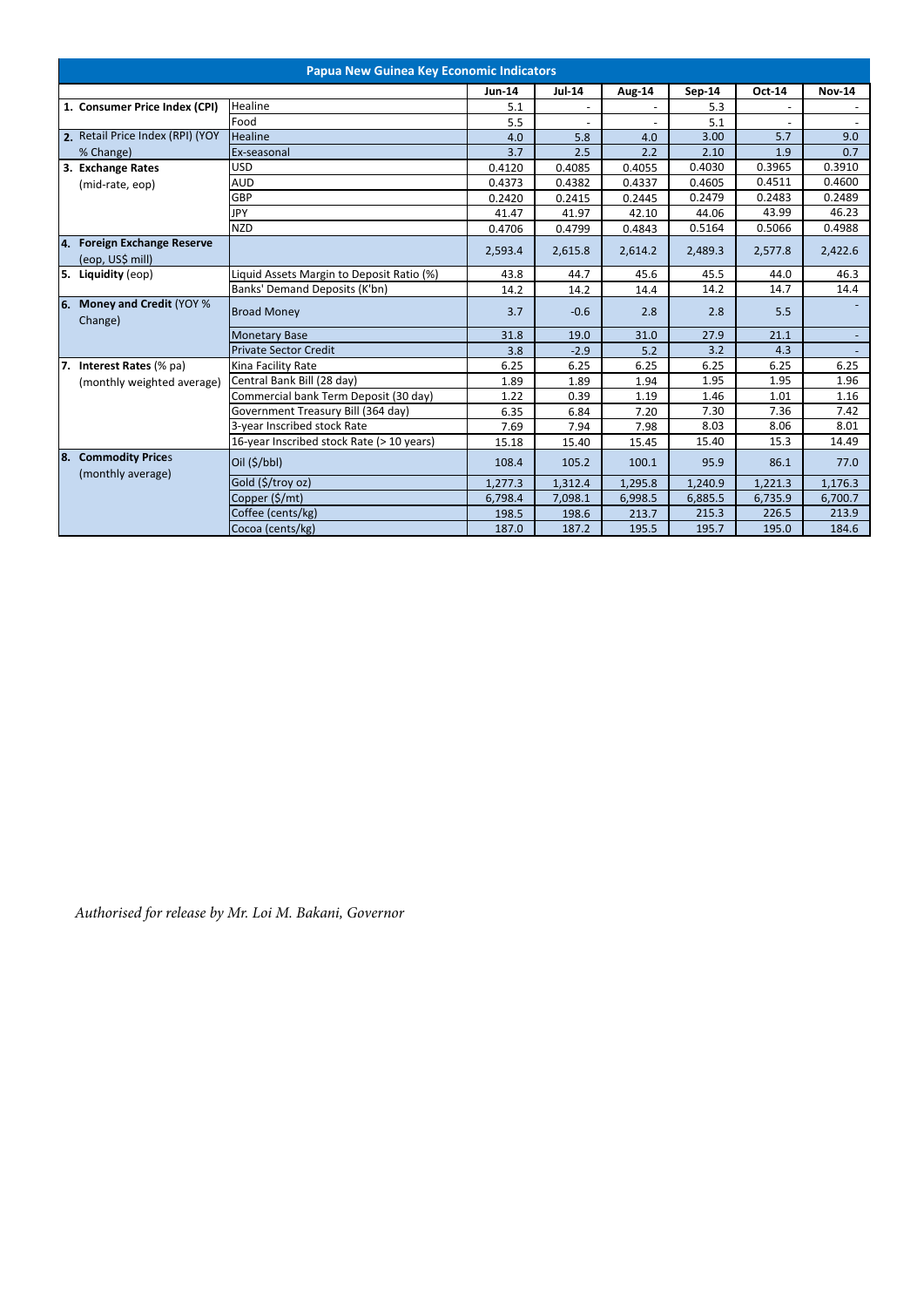| Papua New Guinea Key Economic Indicators | | | | | | | |
|---|---|---|---|---|---|---|---|
| | | Jun-14 | Jul-14 | Aug-14 | Sep-14 | Oct-14 | Nov-14 |
| 1. **Consumer Price Index (CPI)** | Healine | 5.1 | - | - | 5.3 | - | - |
| | Food | 5.5 | - | - | 5.1 | - | - |
| 2. Retail Price Index (RPI) (YOY % Change) | Healine | 4.0 | 5.8 | 4.0 | 3.00 | 5.7 | 9.0 |
| | Ex-seasonal | 3.7 | 2.5 | 2.2 | 2.10 | 1.9 | 0.7 |
| 3. **Exchange Rates** (mid-rate, eop) | USD | 0.4120 | 0.4085 | 0.4055 | 0.4030 | 0.3965 | 0.3910 |
| | AUD | 0.4373 | 0.4382 | 0.4337 | 0.4605 | 0.4511 | 0.4600 |
| | GBP | 0.2420 | 0.2415 | 0.2445 | 0.2479 | 0.2483 | 0.2489 |
| | JPY | 41.47 | 41.97 | 42.10 | 44.06 | 43.99 | 46.23 |
| | NZD | 0.4706 | 0.4799 | 0.4843 | 0.5164 | 0.5066 | 0.4988 |
| 4. **Foreign Exchange Reserve** (eop, US$ mill) | | 2,593.4 | 2,615.8 | 2,614.2 | 2,489.3 | 2,577.8 | 2,422.6 |
| 5. **Liquidity** (eop) | Liquid Assets Margin to Deposit Ratio (%) | 43.8 | 44.7 | 45.6 | 45.5 | 44.0 | 46.3 |
| | Banks' Demand Deposits (K'bn) | 14.2 | 14.2 | 14.4 | 14.2 | 14.7 | 14.4 |
| 6. **Money and Credit** (YOY % Change) | Broad Money | 3.7 | -0.6 | 2.8 | 2.8 | 5.5 | - |
| | Monetary Base | 31.8 | 19.0 | 31.0 | 27.9 | 21.1 | - |
| | Private Sector Credit | 3.8 | -2.9 | 5.2 | 3.2 | 4.3 | - |
| 7. **Interest Rates** (% pa) (monthly weighted average) | Kina Facility Rate | 6.25 | 6.25 | 6.25 | 6.25 | 6.25 | 6.25 |
| | Central Bank Bill (28 day) | 1.89 | 1.89 | 1.94 | 1.95 | 1.95 | 1.96 |
| | Commercial bank Term Deposit (30 day) | 1.22 | 0.39 | 1.19 | 1.46 | 1.01 | 1.16 |
| | Government Treasury Bill (364 day) | 6.35 | 6.84 | 7.20 | 7.30 | 7.36 | 7.42 |
| | 3-year Inscribed stock Rate | 7.69 | 7.94 | 7.98 | 8.03 | 8.06 | 8.01 |
| | 16-year Inscribed stock Rate (> 10 years) | 15.18 | 15.40 | 15.45 | 15.40 | 15.3 | 14.49 |
| 8. **Commodity Prices** (monthly average) | Oil ($/bbl) | 108.4 | 105.2 | 100.1 | 95.9 | 86.1 | 77.0 |
| | Gold ($/troy oz) | 1,277.3 | 1,312.4 | 1,295.8 | 1,240.9 | 1,221.3 | 1,176.3 |
| | Copper ($/mt) | 6,798.4 | 7,098.1 | 6,998.5 | 6,885.5 | 6,735.9 | 6,700.7 |
| | Coffee (cents/kg) | 198.5 | 198.6 | 213.7 | 215.3 | 226.5 | 213.9 |
| | Cocoa (cents/kg) | 187.0 | 187.2 | 195.5 | 195.7 | 195.0 | 184.6 |

*Authorised for release by Mr. Loi M. Bakani, Governor*